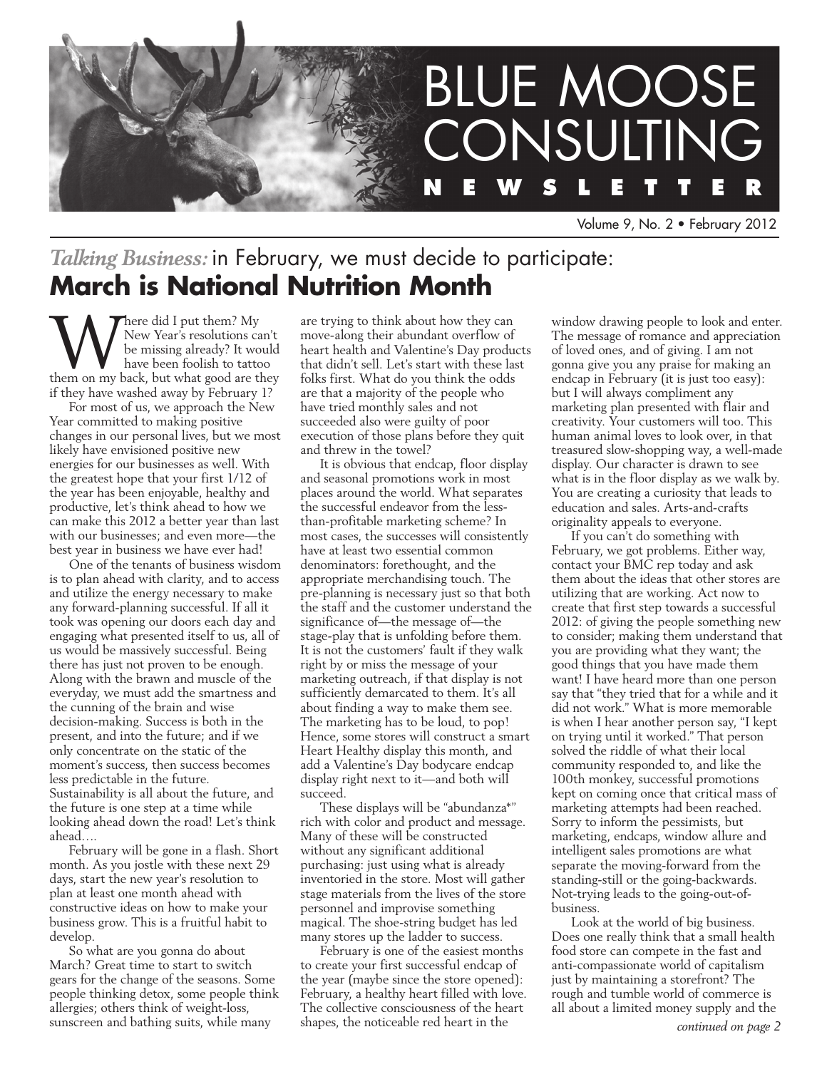# BLUE MOOSE CONSULTING NEWSLETTER

Volume 9, No. 2 • February 2012

## *Talking Business:* in February, we must decide to participate: **March is National Nutrition Month**

Where did I put them? My New Year's resolutions can't be missing already? It would have been foolish to tattoo them on my back, but what good are they if they have washed away by February 1?

For most of us, we approach the New Year committed to making positive changes in our personal lives, but we most likely have envisioned positive new energies for our businesses as well. With the greatest hope that your first 1/12 of the year has been enjoyable, healthy and productive, let's think ahead to how we can make this 2012 a better year than last with our businesses; and even more—the best year in business we have ever had!

One of the tenants of business wisdom is to plan ahead with clarity, and to access and utilize the energy necessary to make any forward-planning successful. If all it took was opening our doors each day and engaging what presented itself to us, all of us would be massively successful. Being there has just not proven to be enough. Along with the brawn and muscle of the everyday, we must add the smartness and the cunning of the brain and wise decision-making. Success is both in the present, and into the future; and if we only concentrate on the static of the moment's success, then success becomes less predictable in the future. Sustainability is all about the future, and the future is one step at a time while looking ahead down the road! Let's think ahead….

February will be gone in a flash. Short month. As you jostle with these next 29 days, start the new year's resolution to plan at least one month ahead with constructive ideas on how to make your business grow. This is a fruitful habit to develop.

So what are you gonna do about March? Great time to start to switch gears for the change of the seasons. Some people thinking detox, some people think allergies; others think of weight-loss, sunscreen and bathing suits, while many are trying to think about how they can move-along their abundant overflow of heart health and Valentine's Day products that didn't sell. Let's start with these last folks first. What do you think the odds are that a majority of the people who have tried monthly sales and not succeeded also were guilty of poor execution of those plans before they quit and threw in the towel?

It is obvious that endcap, floor display and seasonal promotions work in most places around the world. What separates the successful endeavor from the less-than-profitable marketing scheme? In most cases, the successes will consistently have at least two essential common denominators: forethought, and the appropriate merchandising touch. The pre-planning is necessary just so that both the staff and the customer understand the significance of—the message of—the stage-play that is unfolding before them. It is not the customers' fault if they walk right by or miss the message of your marketing outreach, if that display is not sufficiently demarcated to them. It's all about finding a way to make them see. The marketing has to be loud, to pop! Hence, some stores will construct a smart Heart Healthy display this month, and add a Valentine's Day bodycare endcap display right next to it—and both will succeed.

These displays will be "abundanza*" rich with color and product and message. Many of these will be constructed without any significant additional purchasing: just using what is already inventoried in the store. Most will gather stage materials from the lives of the store personnel and improvise something magical. The shoe-string budget has led many stores up the ladder to success.

February is one of the easiest months to create your first successful endcap of the year (maybe since the store opened): February, a healthy heart filled with love. The collective consciousness of the heart shapes, the noticeable red heart in the window drawing people to look and enter. The message of romance and appreciation of loved ones, and of giving. I am not gonna give you any praise for making an endcap in February (it is just too easy): but I will always compliment any marketing plan presented with flair and creativity. Your customers will too. This human animal loves to look over, in that treasured slow-shopping way, a well-made display. Our character is drawn to see what is in the floor display as we walk by. You are creating a curiosity that leads to education and sales. Arts-and-crafts originality appeals to everyone.

If you can't do something with February, we got problems. Either way, contact your BMC rep today and ask them about the ideas that other stores are utilizing that are working. Act now to create that first step towards a successful 2012: of giving the people something new to consider; making them understand that you are providing what they want; the good things that you have made them want! I have heard more than one person say that "they tried that for a while and it did not work." What is more memorable is when I hear another person say, "I kept on trying until it worked." That person solved the riddle of what their local community responded to, and like the 100th monkey, successful promotions kept on coming once that critical mass of marketing attempts had been reached. Sorry to inform the pessimists, but marketing, endcaps, window allure and intelligent sales promotions are what separate the moving-forward from the standing-still or the going-backwards. Not-trying leads to the going-out-of-business.

Look at the world of big business. Does one really think that a small health food store can compete in the fast and anti-compassionate world of capitalism just by maintaining a storefront? The rough and tumble world of commerce is all about a limited money supply and the

*continued on page 2*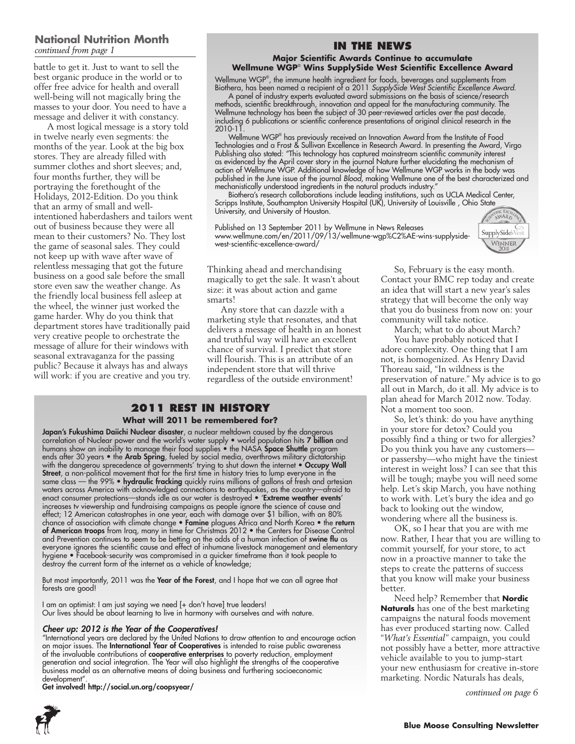## National Nutrition Month

*continued from page 1*

battle to get it. Just to want to sell the best organic produce in the world or to offer free advice for health and overall well-being will not magically bring the masses to your door. You need to have a message and deliver it with constancy.

A most logical message is a story told in twelve nearly even segments: the months of the year. Look at the big box stores. They are already filled with summer clothes and short sleeves; and, four months further, they will be portraying the forethought of the Holidays, 2012-Edition. Do you think that an army of small and well-intentioned haberdashers and tailors went out of business because they were all mean to their customers? No. They lost the game of seasonal sales. They could not keep up with wave after wave of relentless messaging that got the future business on a good sale before the small store even saw the weather change. As the friendly local business fell asleep at the wheel, the winner just worked the game harder. Why do you think that department stores have traditionally paid very creative people to orchestrate the message of allure for their windows with seasonal extravaganza for the passing public? Because it always has and always will work: if you are creative and you try. Thinking ahead and merchandising magically to get the sale. It wasn't about size: it was about action and game smarts!

Any store that can dazzle with a marketing style that resonates, and that delivers a message of health in an honest and truthful way will have an excellent chance of survival. I predict that store will flourish. This is an attribute of an independent store that will thrive regardless of the outside environment!

So, February is the easy month. Contact your BMC rep today and create an idea that will start a new year's sales strategy that will become the only way that you do business from now on: your community will take notice.

March; what to do about March?

You have probably noticed that I adore complexity. One thing that I am not, is homogenized. As Henry David Thoreau said, "In wildness is the preservation of nature." My advice is to go all out in March, do it all. My advice is to plan ahead for March 2012 now. Today. Not a moment too soon.

So, let's think: do you have anything in your store for detox? Could you possibly find a thing or two for allergies? Do you think you have any customers—or passersby—who might have the tiniest interest in weight loss? I can see that this will be tough; maybe you will need some help. Let's skip March, you have nothing to work with. Let's bury the idea and go back to looking out the window, wondering where all the business is.

OK, so I hear that you are with me now. Rather, I hear that you are willing to commit yourself, for your store, to act now in a proactive manner to take the steps to create the patterns of success that you know will make your business better.

Need help? Remember that **Nordic Naturals** has one of the best marketing campaigns the natural foods movement has ever produced starting now. Called "*What's Essential*" campaign, you could not possibly have a better, more attractive vehicle available to you to jump-start your new enthusiasm for creative in-store marketing. Nordic Naturals has deals,

*continued on page 6*

---

## IN THE NEWS

**Major Scientific Awards Continue to accumulate**
**Wellmune WGP® Wins SupplySide West Scientific Excellence Award**

Wellmune WGP®, the immune health ingredient for foods, beverages and supplements from Biothera, has been named a recipient of a 2011 *SupplySide West Scientific Excellence Award.*

A panel of industry experts evaluated award submissions on the basis of science/research methods, scientific breakthrough, innovation and appeal for the manufacturing community. The Wellmune technology has been the subject of 30 peer-reviewed articles over the past decade, including 6 publications or scientific conference presentations of original clinical research in the 2010-11.

Wellmune WGP® has previously received an Innovation Award from the Institute of Food Technologies and a Frost & Sullivan Excellence in Research Award. In presenting the Award, Virgo Publishing also stated: "This technology has captured mainstream scientific community interest as evidenced by the April cover story in the journal Nature further elucidating the mechanism of action of Wellmune WGP. Additional knowledge of how Wellmune WGP works in the body was published in the June issue of the journal *Blood*, making Wellmune one of the best characterized and mechanistically understood ingredients in the natural products industry."

Biothera's research collaborations include leading institutions, such as UCLA Medical Center, Scripps Institute, Southampton University Hospital (UK), University of Louisville , Ohio State University, and University of Houston.

Published on 13 September 2011 by Wellmune in News Releases
www.wellmune.com/en/2011/09/13/wellmune-wgp%C2%AE-wins-supplyside-west-scientific-excellence-award/

---

## 2011 REST IN HISTORY

**What will 2011 be remembered for?**

**Japan's Fukushima Daiichi Nuclear disaster**, a nuclear meltdown caused by the dangerous correlation of Nuclear power and the world's water supply • world population hits **7 billion** and humans show an inability to manage their food supplies • the NASA **Space Shuttle** program ends after 30 years • the **Arab Spring**, fueled by social media, overthrows military dictatorship with the dangerou sprecedence of governments' trying to shut down the internet • **Occupy Wall Street**, a non-political movement that for the first time in history tries to lump everyone in the same class — the 99% • **hydraulic fracking** quickly ruins millions of gallons of fresh and artesian waters across America with acknowledged connections to earthquakes, as the country—afraid to enact consumer protections—stands idle as our water is destroyed • '**Extreme weather events**' increases tv viewership and fundraising campaigns as people ignore the science of cause and effect; 12 American catastrophes in one year, each with damage over $1 billion, with an 80% chance of association with climate change • **Famine** plagues Africa and North Korea • the **return of American troops** from Iraq, many in time for Christmas 2012 • the Centers for Disease Control and Prevention continues to seem to be betting on the odds of a human infection of **swine flu** as everyone ignores the scientific cause and effect of inhumane livestock management and elementary hygiene • Facebook-security was compromised in a quicker timeframe than it took people to destroy the current form of the internet as a vehicle of knowledge;

But most importantly, 2011 was the **Year of the Forest**, and I hope that we can all agree that forests are good!

I am an optimist: I am just saying we need [+ don't have] true leaders!
Our lives should be about learning to live in harmony with ourselves and with nature.

***Cheer up: 2012 is the Year of the Cooperatives!***

"International years are declared by the United Nations to draw attention to and encourage action on major issues. The **International Year of Cooperatives** is intended to raise public awareness of the invaluable contributions of **cooperative enterprises** to poverty reduction, employment generation and social integration. The Year will also highlight the strengths of the cooperative business model as an alternative means of doing business and furthering socioeconomic development".

**Get involved! http://social.un.org/coopsyear/**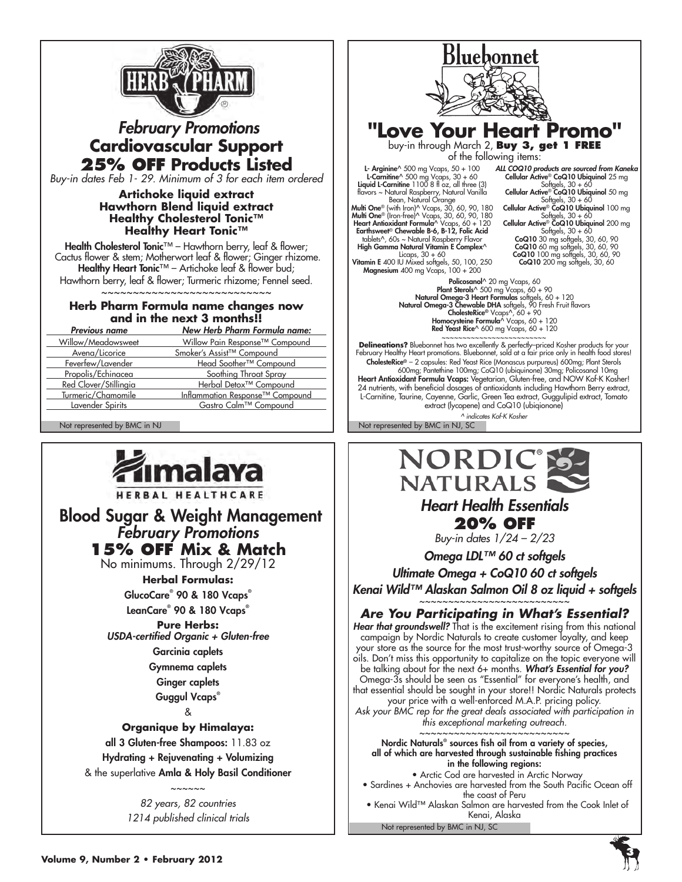## HERB PHARM

### *February Promotions*
### Cardiovascular Support
### 25% OFF Products Listed

*Buy-in dates Feb 1- 29. Minimum of 3 for each item ordered*

**Artichoke liquid extract**
**Hawthorn Blend liquid extract**
**Healthy Cholesterol Tonic™**
**Healthy Heart Tonic™**

**Health Cholesterol Tonic**™ – Hawthorn berry, leaf & flower; Cactus flower & stem; Motherwort leaf & flower; Ginger rhizome.
**Healthy Heart Tonic**™ – Artichoke leaf & flower bud; Hawthorn berry, leaf & flower; Turmeric rhizome; Fennel seed.

~~~~~~~~~~~~~~~~~~~~~~~~~~~~

**Herb Pharm Formula name changes now and in the next 3 months!!**

| *Previous name* | *New Herb Pharm Formula name:* |
|---|---|
| Willow/Meadowsweet | Willow Pain Response™ Compound |
| Avena/Licorice | Smoker's Assist™ Compound |
| Feverfew/Lavender | Head Soother™ Compound |
| Propolis/Echinacea | Soothing Throat Spray |
| Red Clover/Stillingia | Herbal Detox™ Compound |
| Turmeric/Chamomile | Inflammation Response™ Compound |
| Lavender Spirits | Gastro Calm™ Compound |

Not represented by BMC in NJ

## Bluebonnet

### "Love Your Heart Promo"

buy-in through March 2, **Buy 3, get 1 FREE** of the following items:

**L- Arginine**^ 500 mg Vcaps, 50 + 100
**L-Carnitine**^ 500 mg Vcaps, 30 + 60
**Liquid L-Carnitine** 1100 8 fl oz, all three (3) flavors ~ Natural Raspberry, Natural Vanilla Bean, Natural Orange
**Multi One**® (with Iron)^ Vcaps, 30, 60, 90, 180
**Multi One**® (Iron-free)^ Vcaps, 30, 60, 90, 180
**Heart Antioxidant Formula**^ Vcaps, 60 + 120
**Earthsweet**® **Chewable B-6, B-12, Folic Acid** tablets^, 60s ~ Natural Raspberry Flavor
**High Gamma Natural Vitamin E Complex**^ Licaps, 30 + 60
**Vitamin E** 400 IU Mixed softgels, 50, 100, 250
**Magnesium** 400 mg Vcaps, 100 + 200

***ALL COQ10 products are sourced from Kaneka***
**Cellular Active**® **CoQ10 Ubiquinol** 25 mg Softgels, 30 + 60
**Cellular Active**® **CoQ10 Ubiquinol** 50 mg Softgels, 30 + 60
**Cellular Active**® **CoQ10 Ubiquinol** 100 mg Softgels, 30 + 60
**Cellular Active**® **CoQ10 Ubiquinol** 200 mg Softgels, 30 + 60
**CoQ10** 30 mg softgels, 30, 60, 90
**CoQ10** 60 mg softgels, 30, 60, 90
**CoQ10** 100 mg softgels, 30, 60, 90
**CoQ10** 200 mg softgels, 30, 60

**Policosanol**^ 20 mg Vcaps, 60
**Plant Sterols**^ 500 mg Vcaps, 60 + 90
**Natural Omega-3 Heart Formulas** softgels, 60 + 120
**Natural Omega-3 Chewable DHA** softgels, 90 Fresh Fruit flavors
**CholesteRice**® Vcaps^, 60 + 90
**Homocysteine Formula**^ Vcaps, 60 + 120
**Red Yeast Rice**^ 600 mg Vcaps, 60 + 120

~~~~~~~~~~~~~~~~~~~~~~~

**Delineations?** Bluebonnet has two excellently & perfectly–priced Kosher products for your February Healthy Heart promotions. Bluebonnet, sold at a fair price only in health food stores!
**CholesteRice**® – 2 capsules: Red Yeast Rice (Monascus purpureus) 600mg; Plant Sterols 600mg; Pantethine 100mg; CoQ10 (ubiquinone) 30mg; Policosanol 10mg
**Heart Antioxidant Formula Vcaps:** Vegetarian, Gluten-free, and NOW Kof-K Kosher! 24 nutrients, with beneficial dosages of antioxidants including Hawthorn Berry extract, L-Carnitine, Taurine, Cayenne, Garlic, Green Tea extract, Guggulipid extract, Tomato extract (lycopene) and CoQ10 (ubiqionone)

*^ indicates Kof-K Kosher*

Not represented by BMC in NJ, SC

## Himalaya
HERBAL HEALTHCARE

### Blood Sugar & Weight Management
### *February Promotions*
### 15% OFF Mix & Match

No minimums. Through 2/29/12

**Herbal Formulas:**
GlucoCare® 90 & 180 Vcaps®
LeanCare® 90 & 180 Vcaps®

**Pure Herbs:**
*USDA-certified Organic + Gluten-free*
Garcinia caplets
Gymnema caplets
Ginger caplets
Guggul Vcaps®

&

**Organique by Himalaya:**
all 3 Gluten-free Shampoos: 11.83 oz
Hydrating + Rejuvenating + Volumizing
& the superlative **Amla & Holy Basil Conditioner**

~~~~~~

*82 years, 82 countries*
*1214 published clinical trials*

## NORDIC® NATURALS

### *Heart Health Essentials*
### 20% OFF

*Buy-in dates 1/24 – 2/23*

***Omega LDL™ 60 ct softgels***
***Ultimate Omega + CoQ10 60 ct softgels***
***Kenai Wild™ Alaskan Salmon Oil 8 oz liquid + softgels***

~~~~~~~~~~~~~~~~~~~~~~~~~~

### *Are You Participating in What's Essential?*

***Hear that groundswell?*** That is the excitement rising from this national campaign by Nordic Naturals to create customer loyalty, and keep your store as the source for the most trust-worthy source of Omega-3 oils. Don't miss this opportunity to capitalize on the topic everyone will be talking about for the next 6+ months. ***What's Essential for you?*** Omega-3s should be seen as "Essential" for everyone's health, and that essential should be sought in your store!! Nordic Naturals protects your price with a well-enforced M.A.P. pricing policy.
*Ask your BMC rep for the great deals associated with participation in this exceptional marketing outreach.*

~~~~~~~~~~~~~~~~~~~~~~~~~~

**Nordic Naturals® sources fish oil from a variety of species, all of which are harvested through sustainable fishing practices in the following regions:**

- Arctic Cod are harvested in Arctic Norway
- Sardines + Anchovies are harvested from the South Pacific Ocean off the coast of Peru
- Kenai Wild™ Alaskan Salmon are harvested from the Cook Inlet of Kenai, Alaska

Not represented by BMC in NJ, SC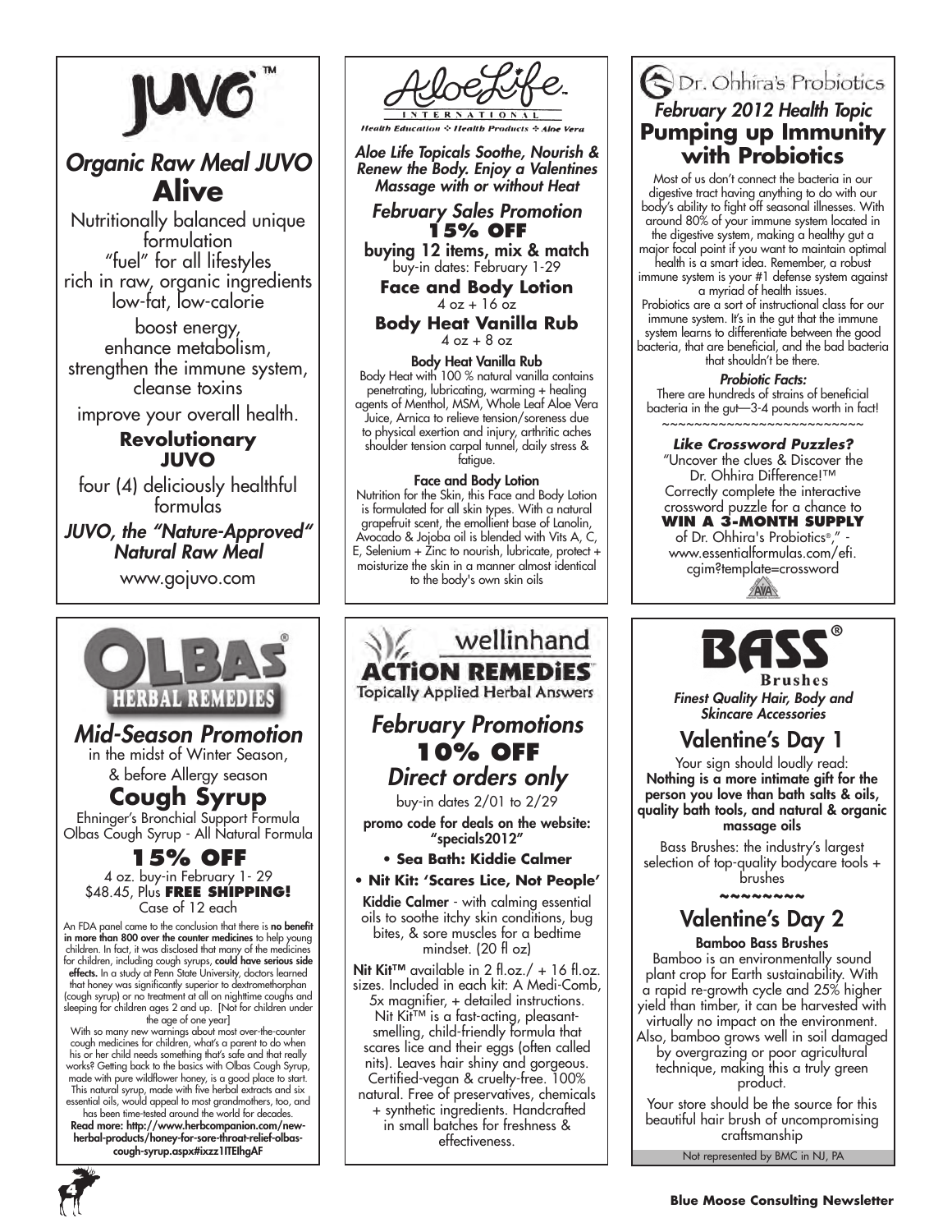# JUVO™

## *Organic Raw Meal JUVO*
## Alive

Nutritionally balanced unique formulation
"fuel" for all lifestyles
rich in raw, organic ingredients
low-fat, low-calorie

boost energy,
enhance metabolism,
strengthen the immune system,
cleanse toxins

improve your overall health.

**Revolutionary JUVO**

four (4) deliciously healthful formulas

***JUVO, the "Nature-Approved" Natural Raw Meal***

www.gojuvo.com

---

# AloeLife International

Health Education ❖ Health Products ❖ Aloe Vera

***Aloe Life Topicals Soothe, Nourish & Renew the Body. Enjoy a Valentines Massage with or without Heat***

***February Sales Promotion***

**15% OFF**

**buying 12 items, mix & match**
buy-in dates: February 1-29

**Face and Body Lotion**
4 oz + 16 oz

**Body Heat Vanilla Rub**
4 oz + 8 oz

**Body Heat Vanilla Rub**

Body Heat with 100 % natural vanilla contains penetrating, lubricating, warming + healing agents of Menthol, MSM, Whole Leaf Aloe Vera Juice, Arnica to relieve tension/soreness due to physical exertion and injury, arthritic aches shoulder tension carpal tunnel, daily stress & fatigue.

**Face and Body Lotion**

Nutrition for the Skin, this Face and Body Lotion is formulated for all skin types. With a natural grapefruit scent, the emollient base of Lanolin, Avocado & Jojoba oil is blended with Vits A, C, E, Selenium + Zinc to nourish, lubricate, protect + moisturize the skin in a manner almost identical to the body's own skin oils

---

# Dr. Ohhira's Probiotics

## *February 2012 Health Topic*
## Pumping up Immunity with Probiotics

Most of us don't connect the bacteria in our digestive tract having anything to do with our body's ability to fight off seasonal illnesses. With around 80% of your immune system located in the digestive system, making a healthy gut a major focal point if you want to maintain optimal health is a smart idea. Remember, a robust immune system is your #1 defense system against a myriad of health issues.

Probiotics are a sort of instructional class for our immune system. It's in the gut that the immune system learns to differentiate between the good bacteria, that are beneficial, and the bad bacteria that shouldn't be there.

***Probiotic Facts:***

There are hundreds of strains of beneficial bacteria in the gut—3-4 pounds worth in fact!

~~~~~~~~~~~~~~~~~~~~~~~~

***Like Crossword Puzzles?***

"Uncover the clues & Discover the Dr. Ohhira Difference!™ Correctly complete the interactive crossword puzzle for a chance to **WIN A 3-MONTH SUPPLY** of Dr. Ohhira's Probiotics®," - www.essentialformulas.com/efi.cgim?template=crossword

---

# OLBAS® HERBAL REMEDIES

## *Mid-Season Promotion*

in the midst of Winter Season,
& before Allergy season

## Cough Syrup

Ehninger's Bronchial Support Formula
Olbas Cough Syrup - All Natural Formula

**15% OFF**

4 oz. buy-in February 1- 29
$48.45, Plus **FREE SHIPPING!**
Case of 12 each

An FDA panel came to the conclusion that there is **no benefit in more than 800 over the counter medicines** to help young children. In fact, it was disclosed that many of the medicines for children, including cough syrups, **could have serious side effects.** In a study at Penn State University, doctors learned that honey was significantly superior to dextromethorphan (cough syrup) or no treatment at all on nighttime coughs and sleeping for children ages 2 and up. [Not for children under the age of one year]

With so many new warnings about most over-the-counter cough medicines for children, what's a parent to do when his or her child needs something that's safe and that really works? Getting back to the basics with Olbas Cough Syrup, made with pure wildflower honey, is a good place to start. This natural syrup, made with five herbal extracts and six essential oils, would appeal to most grandmothers, too, and has been time-tested around the world for decades.

**Read more: http://www.herbcompanion.com/new-herbal-products/honey-for-sore-throat-relief-olbas-cough-syrup.aspx#ixzz1ITElhgAF**

---

# wellinhand ACTION REMEDIES™

Topically Applied Herbal Answers

## *February Promotions*

**10% OFF**

***Direct orders only***

buy-in dates 2/01 to 2/29

**promo code for deals on the website: "specials2012"**

- **Sea Bath: Kiddie Calmer**
- **Nit Kit: 'Scares Lice, Not People'**

**Kiddie Calmer** - with calming essential oils to soothe itchy skin conditions, bug bites, & sore muscles for a bedtime mindset. (20 fl oz)

**Nit Kit™** available in 2 fl.oz./ + 16 fl.oz. sizes. Included in each kit: A Medi-Comb, 5x magnifier, + detailed instructions. Nit Kit™ is a fast-acting, pleasant-smelling, child-friendly formula that scares lice and their eggs (often called nits). Leaves hair shiny and gorgeous. Certified-vegan & cruelty-free. 100% natural. Free of preservatives, chemicals + synthetic ingredients. Handcrafted in small batches for freshness & effectiveness.

---

# BASS® Brushes

***Finest Quality Hair, Body and Skincare Accessories***

## Valentine's Day 1

Your sign should loudly read:
**Nothing is a more intimate gift for the person you love than bath salts & oils, quality bath tools, and natural & organic massage oils**

Bass Brushes: the industry's largest selection of top-quality bodycare tools + brushes

~~~~~~~~

## Valentine's Day 2

**Bamboo Bass Brushes**

Bamboo is an environmentally sound plant crop for Earth sustainability. With a rapid re-growth cycle and 25% higher yield than timber, it can be harvested with virtually no impact on the environment. Also, bamboo grows well in soil damaged by overgrazing or poor agricultural technique, making this a truly green product.

Your store should be the source for this beautiful hair brush of uncompromising craftsmanship

Not represented by BMC in NJ, PA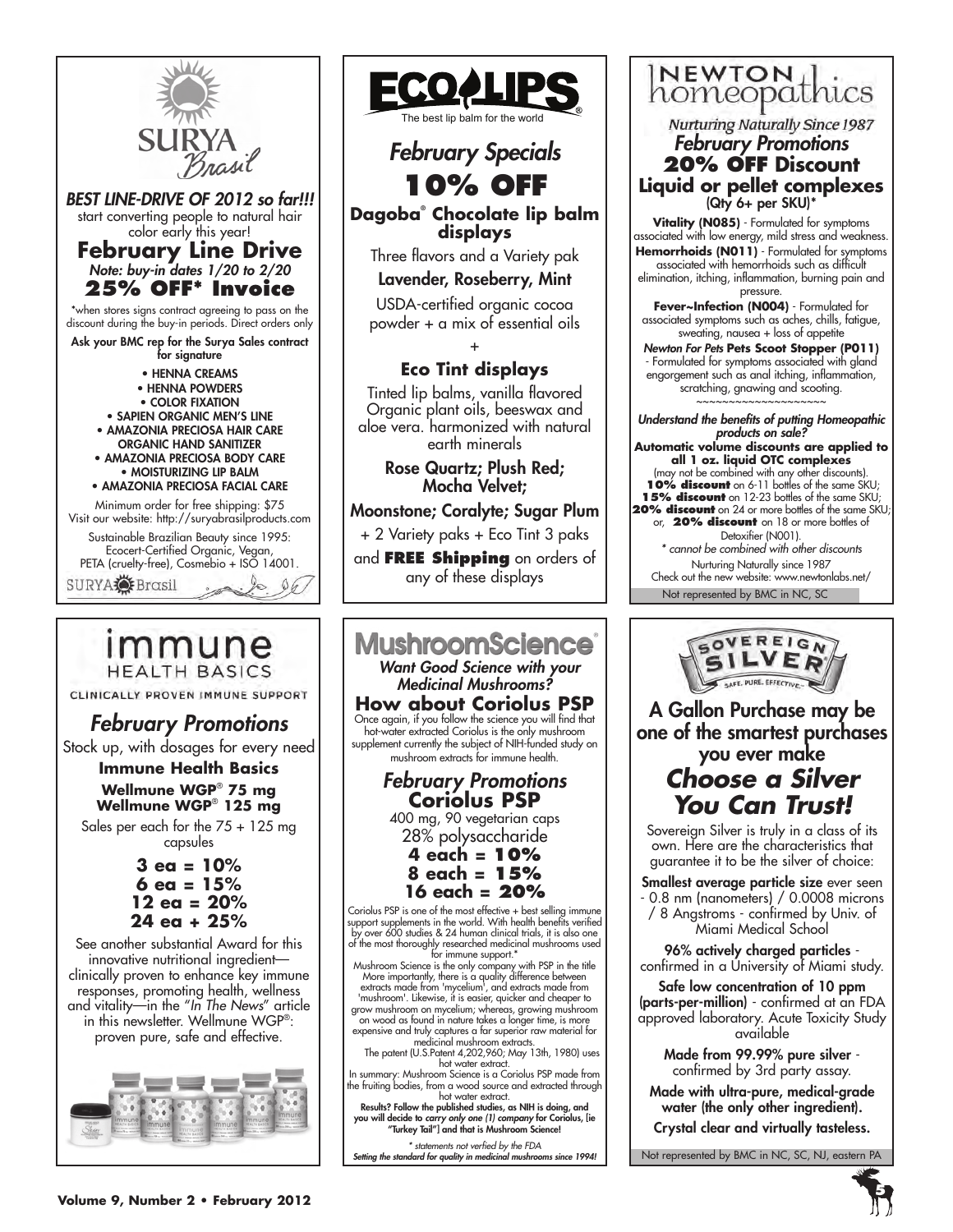# SURYA Brasil

***BEST LINE-DRIVE OF 2012 so far!!!***
start converting people to natural hair color early this year!

## February Line Drive

*Note: buy-in dates 1/20 to 2/20*

## 25% OFF* Invoice

*when stores signs contract agreeing to pass on the discount during the buy-in periods. Direct orders only

**Ask your BMC rep for the Surya Sales contract for signature**

- HENNA CREAMS
- HENNA POWDERS
- COLOR FIXATION
- SAPIEN ORGANIC MEN'S LINE
- AMAZONIA PRECIOSA HAIR CARE ORGANIC HAND SANITIZER
- AMAZONIA PRECIOSA BODY CARE
- MOISTURIZING LIP BALM
- AMAZONIA PRECIOSA FACIAL CARE

Minimum order for free shipping: $75
Visit our website: http://suryabrasilproducts.com

Sustainable Brazilian Beauty since 1995: Ecocert-Certified Organic, Vegan, PETA (cruelty-free), Cosmebio + ISO 14001.

SURYA Brasil

# ECOLIPS

The best lip balm for the world

## *February Specials*

## 10% OFF

**Dagoba® Chocolate lip balm displays**

Three flavors and a Variety pak

Lavender, Roseberry, Mint

USDA-certified organic cocoa powder + a mix of essential oils

+

**Eco Tint displays**

Tinted lip balms, vanilla flavored Organic plant oils, beeswax and aloe vera. harmonized with natural earth minerals

Rose Quartz; Plush Red; Mocha Velvet;

Moonstone; Coralyte; Sugar Plum

+ 2 Variety paks + Eco Tint 3 paks

and **FREE Shipping** on orders of any of these displays

# NEWTON homeopathics

*Nurturing Naturally Since 1987*

## *February Promotions*

## 20% OFF Discount

**Liquid or pellet complexes**
(Qty 6+ per SKU)*

**Vitality (N085)** - Formulated for symptoms associated with low energy, mild stress and weakness.

**Hemorrhoids (N011)** - Formulated for symptoms associated with hemorrhoids such as difficult elimination, itching, inflammation, burning pain and pressure.

**Fever~Infection (N004)** - Formulated for associated symptoms such as aches, chills, fatigue, sweating, nausea + loss of appetite

***Newton For Pets* Pets Scoot Stopper (P011)** - Formulated for symptoms associated with gland engorgement such as anal itching, inflammation, scratching, gnawing and scooting.

~~~~~~~~~~~~~~~~~~~~

***Understand the benefits of putting Homeopathic products on sale?***

**Automatic volume discounts are applied to all 1 oz. liquid OTC complexes**
(may not be combined with any other discounts).
**10% discount** on 6-11 bottles of the same SKU;
**15% discount** on 12-23 bottles of the same SKU;
**20% discount** on 24 or more bottles of the same SKU;
or, **20% discount** on 18 or more bottles of Detoxifier (N001).
*\* cannot be combined with other discounts*

Nurturing Naturally since 1987
Check out the new website: www.newtonlabs.net/

Not represented by BMC in NC, SC

# immune HEALTH BASICS

CLINICALLY PROVEN IMMUNE SUPPORT

## *February Promotions*

Stock up, with dosages for every need

**Immune Health Basics**

**Wellmune WGP® 75 mg**
**Wellmune WGP® 125 mg**

Sales per each for the 75 + 125 mg capsules

**3 ea = 10%**
**6 ea = 15%**
**12 ea = 20%**
**24 ea + 25%**

See another substantial Award for this innovative nutritional ingredient—clinically proven to enhance key immune responses, promoting health, wellness and vitality—in the "*In The News*" article in this newsletter. Wellmune WGP®: proven pure, safe and effective.

# MushroomScience®

***Want Good Science with your Medicinal Mushrooms?***

## How about Coriolus PSP

Once again, if you follow the science you will find that hot-water extracted Coriolus is the only mushroom supplement currently the subject of NIH-funded study on mushroom extracts for immune health.

## *February Promotions*
## Coriolus PSP

400 mg, 90 vegetarian caps
28% polysaccharide

**4 each = 10%**
**8 each = 15%**
**16 each = 20%**

Coriolus PSP is one of the most effective + best selling immune support supplements in the world. With health benefits verified by over 600 studies & 24 human clinical trials, it is also one of the most thoroughly researched medicinal mushrooms used for immune support.*

Mushroom Science is the only company with PSP in the title More importantly, there is a quality difference between extracts made from 'mycelium', and extracts made from 'mushroom'. Likewise, it is easier, quicker and cheaper to grow mushroom on mycelium; whereas, growing mushroom on wood as found in nature takes a longer time, is more expensive and truly captures a far superior raw material for medicinal mushroom extracts.

The patent (U.S.Patent 4,202,960; May 13th, 1980) uses hot water extract.

In summary: Mushroom Science is a Coriolus PSP made from the fruiting bodies, from a wood source and extracted through hot water extract.

**Results? Follow the published studies, as NIH is doing, and you will decide to *carry only one (1) company* for Coriolus, [ie "Turkey Tail"] and that is Mushroom Science!**

*\* statements not verfied by the FDA*

***Setting the standard for quality in medicinal mushrooms since 1994!***

# SOVEREIGN SILVER

SAFE. PURE. EFFECTIVE.

**A Gallon Purchase may be one of the smartest purchases you ever make**

## *Choose a Silver You Can Trust!*

Sovereign Silver is truly in a class of its own. Here are the characteristics that guarantee it to be the silver of choice:

**Smallest average particle size** ever seen - 0.8 nm (nanometers) / 0.0008 microns / 8 Angstroms - confirmed by Univ. of Miami Medical School

**96% actively charged particles** - confirmed in a University of Miami study.

**Safe low concentration of 10 ppm (parts-per-million)** - confirmed at an FDA approved laboratory. Acute Toxicity Study available

**Made from 99.99% pure silver** - confirmed by 3rd party assay.

**Made with ultra-pure, medical-grade water (the only other ingredient).**

**Crystal clear and virtually tasteless.**

Not represented by BMC in NC, SC, NJ, eastern PA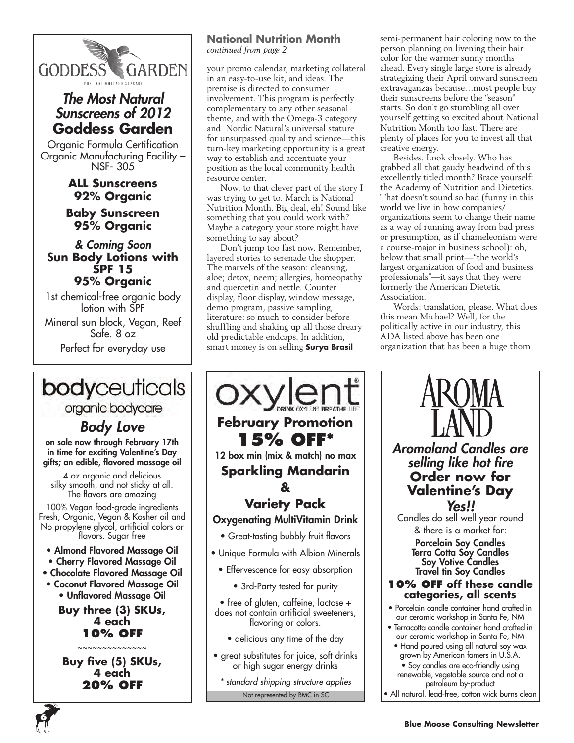## Goddess Garden

PURE ENLIGHTENED SKINCARE

*The Most Natural Sunscreens of 2012*

**Goddess Garden**

Organic Formula Certification
Organic Manufacturing Facility – NSF- 305

**ALL Sunscreens 92% Organic**

**Baby Sunscreen 95% Organic**

***& Coming Soon***
**Sun Body Lotions with SPF 15 95% Organic**

1st chemical-free organic body lotion with SPF

Mineral sun block, Vegan, Reef Safe. 8 oz

Perfect for everyday use

### National Nutrition Month

*continued from page 2*

your promo calendar, marketing collateral in an easy-to-use kit, and ideas. The premise is directed to consumer involvement. This program is perfectly complementary to any other seasonal theme, and with the Omega-3 category and Nordic Natural's universal stature for unsurpassed quality and science—this turn-key marketing opportunity is a great way to establish and accentuate your position as the local community health resource center.

Now, to that clever part of the story I was trying to get to. March is National Nutrition Month. Big deal, eh! Sound like something that you could work with? Maybe a category your store might have something to say about?

Don't jump too fast now. Remember, layered stories to serenade the shopper. The marvels of the season: cleansing, aloe; detox, neem; allergies, homeopathy and quercetin and nettle. Counter display, floor display, window message, demo program, passive sampling, literature: so much to consider before shuffling and shaking up all those dreary old predictable endcaps. In addition, smart money is on selling **Surya Brasil** semi-permanent hair coloring now to the person planning on livening their hair color for the warmer sunny months ahead. Every single large store is already strategizing their April onward sunscreen extravaganzas because…most people buy their sunscreens before the "season" starts. So don't go stumbling all over yourself getting so excited about National Nutrition Month too fast. There are plenty of places for you to invest all that creative energy.

Besides. Look closely. Who has grabbed all that gaudy headwind of this excellently titled month? Brace yourself: the Academy of Nutrition and Dietetics. That doesn't sound so bad (funny in this world we live in how companies/organizations seem to change their name as a way of running away from bad press or presumption, as if chameleonism were a course-major in business school): oh, below that small print—"the world's largest organization of food and business professionals"—it says that they were formerly the American Dietetic Association.

Words: translation, please. What does this mean Michael? Well, for the politically active in our industry, this ADA listed above has been one organization that has been a huge thorn

## bodyceuticals

organic bodycare

*Body Love*

**on sale now through February 17th in time for exciting Valentine's Day gifts; an edible, flavored massage oil**

4 oz organic and delicious silky smooth, and not sticky at all. The flavors are amazing

100% Vegan food-grade ingredients Fresh, Organic, Vegan & Kosher oil and No propylene glycol, artificial colors or flavors. Sugar free

- **Almond Flavored Massage Oil**
- **Cherry Flavored Massage Oil**
- **Chocolate Flavored Massage Oil**
- **Coconut Flavored Massage Oil**
- **Unflavored Massage Oil**

**Buy three (3) SKUs, 4 each 10% OFF**

~~~~~~~~~~~~~~

**Buy five (5) SKUs, 4 each 20% OFF**

## oxylent®

DRINK OXYLENT BREATHE LIFE

**February Promotion**

**15% OFF***

**12 box min (mix & match) no max**

**Sparkling Mandarin & Variety Pack**

**Oxygenating MultiVitamin Drink**

- Great-tasting bubbly fruit flavors
- Unique Formula with Albion Minerals
- Effervescence for easy absorption
- 3rd-Party tested for purity
- free of gluten, caffeine, lactose + does not contain artificial sweeteners, flavoring or colors.
- delicious any time of the day
- great substitutes for juice, soft drinks or high sugar energy drinks

*\* standard shipping structure applies*

Not represented by BMC in SC

## AROMA LAND

*Aromaland Candles are selling like hot fire*

**Order now for Valentine's Day**

***Yes!!***

Candles do sell well year round & there is a market for:

**Porcelain Soy Candles**
**Terra Cotta Soy Candles**
**Soy Votive Candles**
**Travel tin Soy Candles**

**10% OFF off these candle categories, all scents**

- Porcelain candle container hand crafted in our ceramic workshop in Santa Fe, NM
- Terracotta candle container hand crafted in our ceramic workshop in Santa Fe, NM
- Hand poured using all natural soy wax grown by American famers in U.S.A.
- Soy candles are eco-friendly using renewable, vegetable source and not a petroleum by-product
- All natural. lead-free, cotton wick burns clean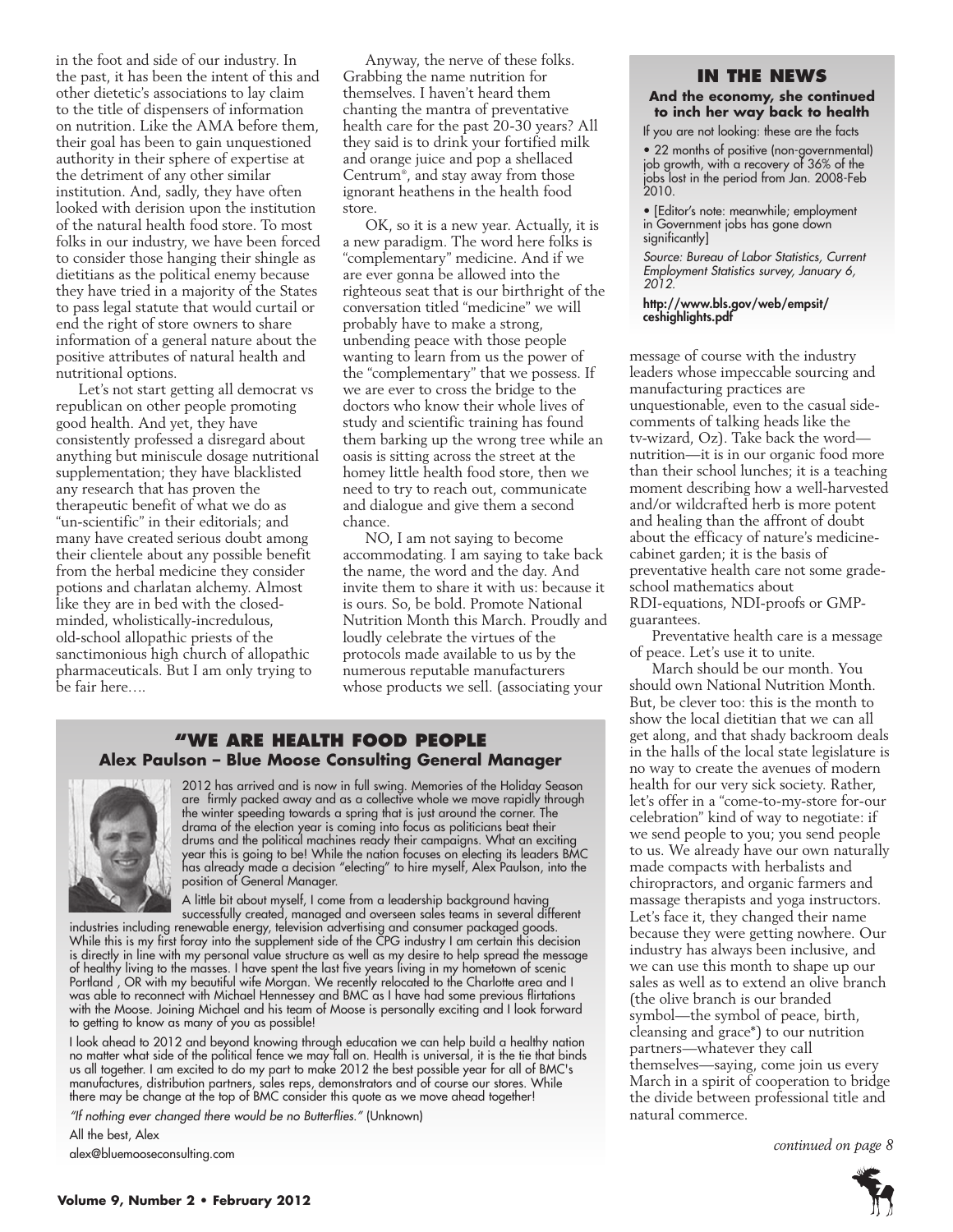in the foot and side of our industry. In the past, it has been the intent of this and other dietetic's associations to lay claim to the title of dispensers of information on nutrition. Like the AMA before them, their goal has been to gain unquestioned authority in their sphere of expertise at the detriment of any other similar institution. And, sadly, they have often looked with derision upon the institution of the natural health food store. To most folks in our industry, we have been forced to consider those hanging their shingle as dietitians as the political enemy because they have tried in a majority of the States to pass legal statute that would curtail or end the right of store owners to share information of a general nature about the positive attributes of natural health and nutritional options.

Let's not start getting all democrat vs republican on other people promoting good health. And yet, they have consistently professed a disregard about anything but miniscule dosage nutritional supplementation; they have blacklisted any research that has proven the therapeutic benefit of what we do as "un-scientific" in their editorials; and many have created serious doubt among their clientele about any possible benefit from the herbal medicine they consider potions and charlatan alchemy. Almost like they are in bed with the closed-minded, wholistically-incredulous, old-school allopathic priests of the sanctimonious high church of allopathic pharmaceuticals. But I am only trying to be fair here….

Anyway, the nerve of these folks. Grabbing the name nutrition for themselves. I haven't heard them chanting the mantra of preventative health care for the past 20-30 years? All they said is to drink your fortified milk and orange juice and pop a shellaced Centrum®, and stay away from those ignorant heathens in the health food store.

OK, so it is a new year. Actually, it is a new paradigm. The word here folks is "complementary" medicine. And if we are ever gonna be allowed into the righteous seat that is our birthright of the conversation titled "medicine" we will probably have to make a strong, unbending peace with those people wanting to learn from us the power of the "complementary" that we possess. If we are ever to cross the bridge to the doctors who know their whole lives of study and scientific training has found them barking up the wrong tree while an oasis is sitting across the street at the homey little health food store, then we need to try to reach out, communicate and dialogue and give them a second chance.

NO, I am not saying to become accommodating. I am saying to take back the name, the word and the day. And invite them to share it with us: because it is ours. So, be bold. Promote National Nutrition Month this March. Proudly and loudly celebrate the virtues of the protocols made available to us by the numerous reputable manufacturers whose products we sell. (associating your message of course with the industry leaders whose impeccable sourcing and manufacturing practices are unquestionable, even to the casual side-comments of talking heads like the tv-wizard, Oz). Take back the word—nutrition—it is in our organic food more than their school lunches; it is a teaching moment describing how a well-harvested and/or wildcrafted herb is more potent and healing than the affront of doubt about the efficacy of nature's medicine-cabinet garden; it is the basis of preventative health care not some grade-school mathematics about RDI-equations, NDI-proofs or GMP-guarantees.

Preventative health care is a message of peace. Let's use it to unite.

March should be our month. You should own National Nutrition Month. But, be clever too: this is the month to show the local dietitian that we can all get along, and that shady backroom deals in the halls of the local state legislature is no way to create the avenues of modern health for our very sick society. Rather, let's offer in a "come-to-my-store for-our celebration" kind of way to negotiate: if we send people to you; you send people to us. We already have our own naturally made compacts with herbalists and chiropractors, and organic farmers and massage therapists and yoga instructors. Let's face it, they changed their name because they were getting nowhere. Our industry has always been inclusive, and we can use this month to shape up our sales as well as to extend an olive branch (the olive branch is our branded symbol—the symbol of peace, birth, cleansing and grace*) to our nutrition partners—whatever they call themselves—saying, come join us every March in a spirit of cooperation to bridge the divide between professional title and natural commerce.

*continued on page 8*

## IN THE NEWS

### And the economy, she continued to inch her way back to health

If you are not looking: these are the facts

- 22 months of positive (non-governmental) job growth, with a recovery of 36% of the jobs lost in the period from Jan. 2008-Feb 2010.
- [Editor's note: meanwhile; employment in Government jobs has gone down significantly]

*Source: Bureau of Labor Statistics, Current Employment Statistics survey, January 6, 2012.*

**http://www.bls.gov/web/empsit/ceshighlights.pdf**

## "WE ARE HEALTH FOOD PEOPLE

### Alex Paulson – Blue Moose Consulting General Manager

2012 has arrived and is now in full swing. Memories of the Holiday Season are firmly packed away and as a collective whole we move rapidly through the winter speeding towards a spring that is just around the corner. The drama of the election year is coming into focus as politicians beat their drums and the political machines ready their campaigns. What an exciting year this is going to be! While the nation focuses on electing its leaders BMC has already made a decision "electing" to hire myself, Alex Paulson, into the position of General Manager.

A little bit about myself, I come from a leadership background having successfully created, managed and overseen sales teams in several different industries including renewable energy, television advertising and consumer packaged goods. While this is my first foray into the supplement side of the CPG industry I am certain this decision is directly in line with my personal value structure as well as my desire to help spread the message of healthy living to the masses. I have spent the last five years living in my hometown of scenic Portland , OR with my beautiful wife Morgan. We recently relocated to the Charlotte area and I was able to reconnect with Michael Hennessey and BMC as I have had some previous flirtations with the Moose. Joining Michael and his team of Moose is personally exciting and I look forward to getting to know as many of you as possible!

I look ahead to 2012 and beyond knowing through education we can help build a healthy nation no matter what side of the political fence we may fall on. Health is universal, it is the tie that binds us all together. I am excited to do my part to make 2012 the best possible year for all of BMC's manufactures, distribution partners, sales reps, demonstrators and of course our stores. While there may be change at the top of BMC consider this quote as we move ahead together!

*"If nothing ever changed there would be no Butterflies."* (Unknown)

All the best, Alex

alex@bluemooseconsulting.com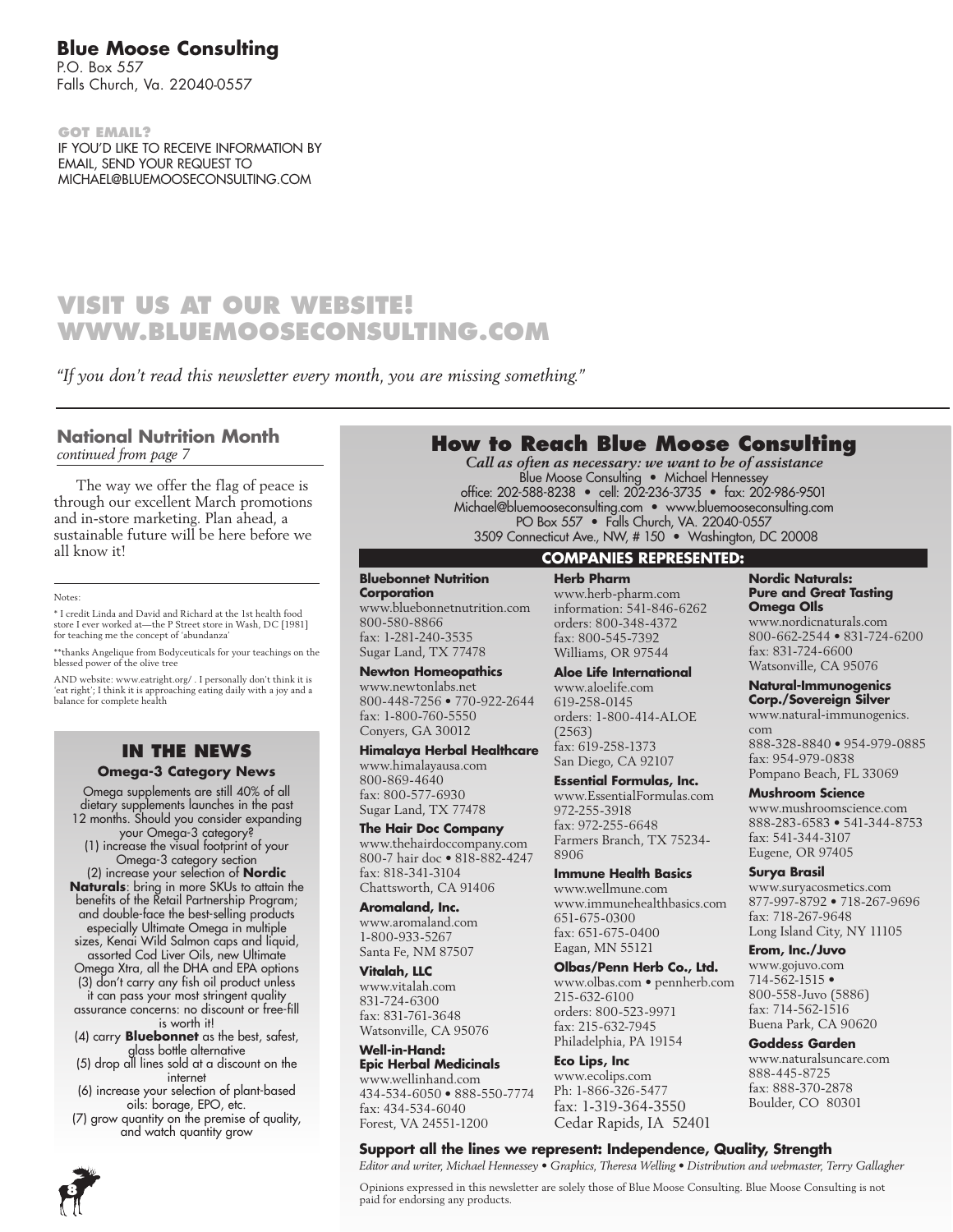**Blue Moose Consulting**
P.O. Box 557
Falls Church, Va. 22040-0557

**GOT EMAIL?**
IF YOU'D LIKE TO RECEIVE INFORMATION BY EMAIL, SEND YOUR REQUEST TO MICHAEL@BLUEMOOSECONSULTING.COM

## VISIT US AT OUR WEBSITE! WWW.BLUEMOOSECONSULTING.COM

*"If you don't read this newsletter every month, you are missing something."*

### National Nutrition Month
*continued from page 7*

The way we offer the flag of peace is through our excellent March promotions and in-store marketing. Plan ahead, a sustainable future will be here before we all know it!

Notes:

* I credit Linda and David and Richard at the 1st health food store I ever worked at—the P Street store in Wash, DC [1981] for teaching me the concept of 'abundanza'

**thanks Angelique from Bodyceuticals for your teachings on the blessed power of the olive tree

AND website: www.eatright.org/ . I personally don't think it is 'eat right'; I think it is approaching eating daily with a joy and a balance for complete health

### IN THE NEWS

**Omega-3 Category News**

Omega supplements are still 40% of all dietary supplements launches in the past 12 months. Should you consider expanding your Omega-3 category?
(1) increase the visual footprint of your Omega-3 category section
(2) increase your selection of **Nordic Naturals**: bring in more SKUs to attain the benefits of the Retail Partnership Program; and double-face the best-selling products especially Ultimate Omega in multiple sizes, Kenai Wild Salmon caps and liquid, assorted Cod Liver Oils, new Ultimate Omega Xtra, all the DHA and EPA options
(3) don't carry any fish oil product unless it can pass your most stringent quality assurance concerns: no discount or free-fill is worth it!
(4) carry **Bluebonnet** as the best, safest, glass bottle alternative
(5) drop all lines sold at a discount on the internet
(6) increase your selection of plant-based oils: borage, EPO, etc.
(7) grow quantity on the premise of quality, and watch quantity grow

## How to Reach Blue Moose Consulting

*Call as often as necessary: we want to be of assistance*
Blue Moose Consulting • Michael Hennessey
office: 202-588-8238 • cell: 202-236-3735 • fax: 202-986-9501
Michael@bluemooseconsulting.com • www.bluemooseconsulting.com
PO Box 557 • Falls Church, VA. 22040-0557
3509 Connecticut Ave., NW, # 150 • Washington, DC 20008

### COMPANIES REPRESENTED:

**Bluebonnet Nutrition Corporation**
www.bluebonnetnutrition.com
800-580-8866
fax: 1-281-240-3535
Sugar Land, TX 77478

**Newton Homeopathics**
www.newtonlabs.net
800-448-7256 • 770-922-2644
fax: 1-800-760-5550
Conyers, GA 30012

**Himalaya Herbal Healthcare**
www.himalayausa.com
800-869-4640
fax: 800-577-6930
Sugar Land, TX 77478

**The Hair Doc Company**
www.thehairdoccompany.com
800-7 hair doc • 818-882-4247
fax: 818-341-3104
Chattsworth, CA 91406

**Aromaland, Inc.**
www.aromaland.com
1-800-933-5267
Santa Fe, NM 87507

**Vitalah, LLC**
www.vitalah.com
831-724-6300
fax: 831-761-3648
Watsonville, CA 95076

**Well-in-Hand: Epic Herbal Medicinals**
www.wellinhand.com
434-534-6050 • 888-550-7774
fax: 434-534-6040
Forest, VA 24551-1200

**Herb Pharm**
www.herb-pharm.com
information: 541-846-6262
orders: 800-348-4372
fax: 800-545-7392
Williams, OR 97544

**Aloe Life International**
www.aloelife.com
619-258-0145
orders: 1-800-414-ALOE (2563)
fax: 619-258-1373
San Diego, CA 92107

**Essential Formulas, Inc.**
www.EssentialFormulas.com
972-255-3918
fax: 972-255-6648
Farmers Branch, TX 75234-8906

**Immune Health Basics**
www.wellmune.com
www.immunehealthbasics.com
651-675-0300
fax: 651-675-0400
Eagan, MN 55121

**Olbas/Penn Herb Co., Ltd.**
www.olbas.com • pennherb.com
215-632-6100
orders: 800-523-9971
fax: 215-632-7945
Philadelphia, PA 19154

**Eco Lips, Inc**
www.ecolips.com
Ph: 1-866-326-5477
fax: 1-319-364-3550
Cedar Rapids, IA 52401

**Nordic Naturals: Pure and Great Tasting Omega Oils**
www.nordicnaturals.com
800-662-2544 • 831-724-6200
fax: 831-724-6600
Watsonville, CA 95076

**Natural-Immunogenics Corp./Sovereign Silver**
www.natural-immunogenics.com
888-328-8840 • 954-979-0885
fax: 954-979-0838
Pompano Beach, FL 33069

**Mushroom Science**
www.mushroomscience.com
888-283-6583 • 541-344-8753
fax: 541-344-3107
Eugene, OR 97405

**Surya Brasil**
www.suryacosmetics.com
877-997-8792 • 718-267-9696
fax: 718-267-9648
Long Island City, NY 11105

**Erom, Inc./Juvo**
www.gojuvo.com
714-562-1515 •
800-558-Juvo (5886)
fax: 714-562-1516
Buena Park, CA 90620

**Goddess Garden**
www.naturalsuncare.com
888-445-8725
fax: 888-370-2878
Boulder, CO 80301

**Support all the lines we represent: Independence, Quality, Strength**

*Editor and writer, Michael Hennessey • Graphics, Theresa Welling • Distribution and webmaster, Terry Gallagher*

Opinions expressed in this newsletter are solely those of Blue Moose Consulting. Blue Moose Consulting is not paid for endorsing any products.